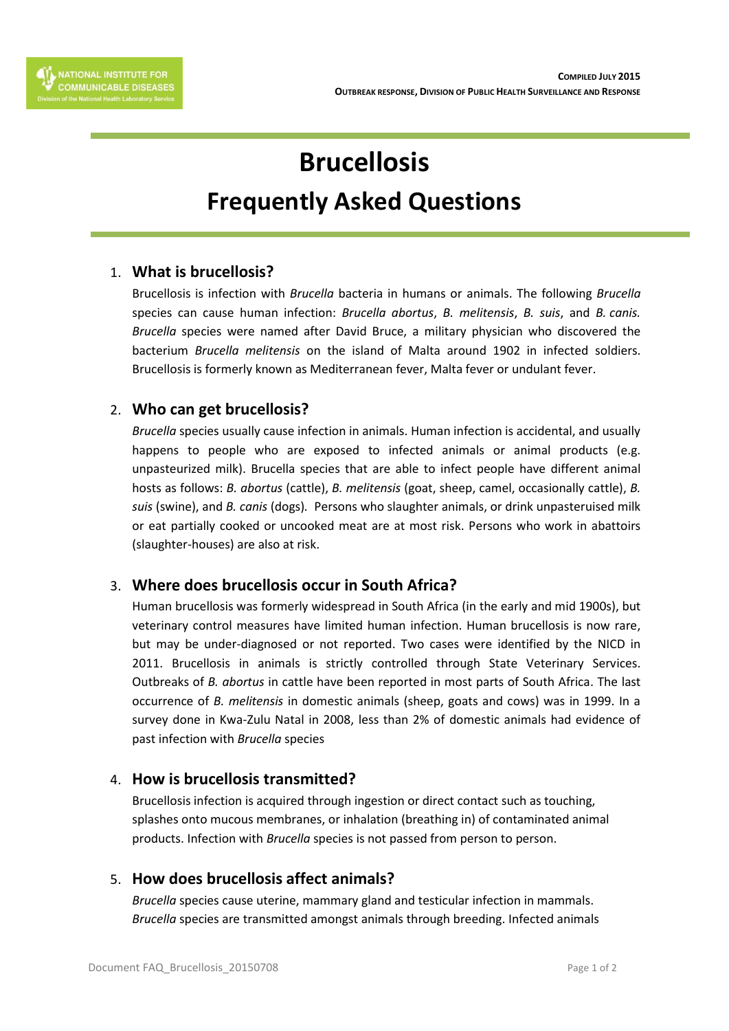# Brucellosis

# Frequently Asked Questions

## 1. What is brucellosis?

Brucellosis is infection with *Brucella* bacteria in humans or animals. The following *Brucella* species can cause human infection: *Brucella abortus*, *B. melitensis*, *B. suis*, and *B. canis.* *Brucella* species were named after David Bruce, a military physician who discovered the bacterium *Brucella melitensis* on the island of Malta around 1902 in infected soldiers. Brucellosis is formerly known as Mediterranean fever, Malta fever or undulant fever.

## 2. Who can get brucellosis?

*Brucella* species usually cause infection in animals. Human infection is accidental, and usually happens to people who are exposed to infected animals or animal products (e.g. unpasteurized milk). Brucella species that are able to infect people have different animal hosts as follows: *B. abortus* (cattle), *B. melitensis* (goat, sheep, camel, occasionally cattle), *B. suis* (swine), and *B. canis* (dogs). Persons who slaughter animals, or drink unpasteruised milk or eat partially cooked or uncooked meat are at most risk. Persons who work in abattoirs (slaughter-houses) are also at risk.

## 3. Where does brucellosis occur in South Africa?

Human brucellosis was formerly widespread in South Africa (in the early and mid 1900s), but veterinary control measures have limited human infection. Human brucellosis is now rare, but may be under-diagnosed or not reported. Two cases were identified by the NICD in 2011. Brucellosis in animals is strictly controlled through State Veterinary Services. Outbreaks of *B. abortus* in cattle have been reported in most parts of South Africa. The last occurrence of *B. melitensis* in domestic animals (sheep, goats and cows) was in 1999. In a survey done in Kwa-Zulu Natal in 2008, less than 2% of domestic animals had evidence of past infection with *Brucella* species

## 4. How is brucellosis transmitted?

Brucellosis infection is acquired through ingestion or direct contact such as touching, splashes onto mucous membranes, or inhalation (breathing in) of contaminated animal products. Infection with *Brucella* species is not passed from person to person.

## 5. How does brucellosis affect animals?

*Brucella* species cause uterine, mammary gland and testicular infection in mammals. *Brucella* species are transmitted amongst animals through breeding. Infected animals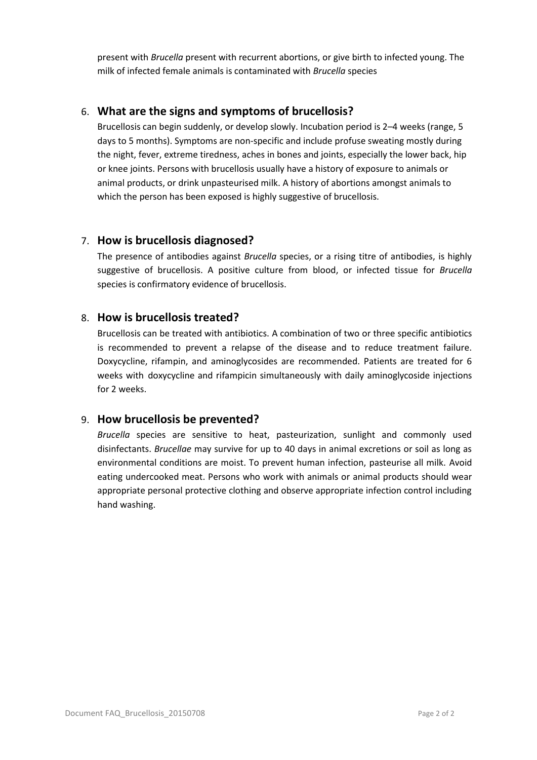present with *Brucella* present with recurrent abortions, or give birth to infected young. The milk of infected female animals is contaminated with *Brucella* species

## 6. What are the signs and symptoms of brucellosis?

Brucellosis can begin suddenly, or develop slowly. Incubation period is 2–4 weeks (range, 5 days to 5 months). Symptoms are non-specific and include profuse sweating mostly during the night, fever, extreme tiredness, aches in bones and joints, especially the lower back, hip or knee joints. Persons with brucellosis usually have a history of exposure to animals or animal products, or drink unpasteurised milk. A history of abortions amongst animals to which the person has been exposed is highly suggestive of brucellosis.

## 7. How is brucellosis diagnosed?

The presence of antibodies against *Brucella* species, or a rising titre of antibodies, is highly suggestive of brucellosis. A positive culture from blood, or infected tissue for *Brucella* species is confirmatory evidence of brucellosis.

## 8. How is brucellosis treated?

Brucellosis can be treated with antibiotics. A combination of two or three specific antibiotics is recommended to prevent a relapse of the disease and to reduce treatment failure. Doxycycline, rifampin, and aminoglycosides are recommended. Patients are treated for 6 weeks with doxycycline and rifampicin simultaneously with daily aminoglycoside injections for 2 weeks.

## 9. How brucellosis be prevented?

*Brucella* species are sensitive to heat, pasteurization, sunlight and commonly used disinfectants. *Brucellae* may survive for up to 40 days in animal excretions or soil as long as environmental conditions are moist. To prevent human infection, pasteurise all milk. Avoid eating undercooked meat. Persons who work with animals or animal products should wear appropriate personal protective clothing and observe appropriate infection control including hand washing.